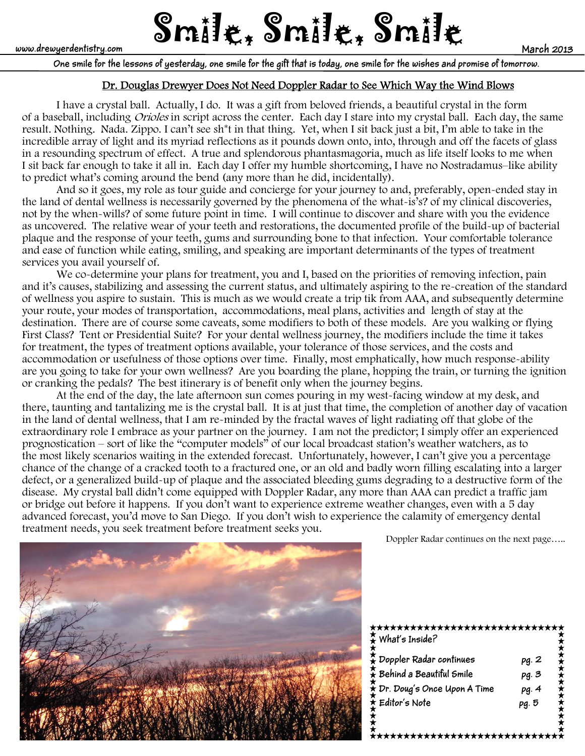www.drewyerdentistry.com

# Smile, Smile, Smile

March 2013

**One smile for the lessons of yesterday, one smile for the gift that is today, one smile for the wishes and promise of tomorrow.**

## Dr. Douglas Drewyer Does Not Need Doppler Radar to See Which Way the Wind Blows

I have a crystal ball. Actually, I do. It was a gift from beloved friends, a beautiful crystal in the form of a baseball, including *Orioles* in script across the center. Each day I stare into my crystal ball. Each day, the same result. Nothing. Nada. Zippo. I can't see sh*t in that thing. Yet, when I sit back just a bit, I'm able to take in the incredible array of light and its myriad reflections as it pounds down onto, into, through and off the facets of glass in a resounding spectrum of effect. A true and splendorous phantasmagoria, much as life itself looks to me when I sit back far enough to take it all in. Each day I offer my humble shortcoming, I have no Nostradamus–like ability to predict what's coming around the bend (any more than he did, incidentally).

And so it goes, my role as tour guide and concierge for your journey to and, preferably, open-ended stay in the land of dental wellness is necessarily governed by the phenomena of the what-is's? of my clinical discoveries, not by the when-wills? of some future point in time. I will continue to discover and share with you the evidence as uncovered. The relative wear of your teeth and restorations, the documented profile of the build-up of bacterial plaque and the response of your teeth, gums and surrounding bone to that infection. Your comfortable tolerance and ease of function while eating, smiling, and speaking are important determinants of the types of treatment services you avail yourself of.

We co-determine your plans for treatment, you and I, based on the priorities of removing infection, pain and it's causes, stabilizing and assessing the current status, and ultimately aspiring to the re-creation of the standard of wellness you aspire to sustain. This is much as we would create a trip tik from AAA, and subsequently determine your route, your modes of transportation, accommodations, meal plans, activities and length of stay at the destination. There are of course some caveats, some modifiers to both of these models. Are you walking or flying First Class? Tent or Presidential Suite? For your dental wellness journey, the modifiers include the time it takes for treatment, the types of treatment options available, your tolerance of those services, and the costs and accommodation or usefulness of those options over time. Finally, most emphatically, how much response-ability are you going to take for your own wellness? Are you boarding the plane, hopping the train, or turning the ignition or cranking the pedals? The best itinerary is of benefit only when the journey begins.

At the end of the day, the late afternoon sun comes pouring in my west-facing window at my desk, and there, taunting and tantalizing me is the crystal ball. It is at just that time, the completion of another day of vacation in the land of dental wellness, that I am re-minded by the fractal waves of light radiating off that globe of the extraordinary role I embrace as your partner on the journey. I am not the predictor; I simply offer an experienced prognostication – sort of like the "computer models" of our local broadcast station's weather watchers, as to the most likely scenarios waiting in the extended forecast. Unfortunately, however, I can't give you a percentage chance of the change of a cracked tooth to a fractured one, or an old and badly worn filling escalating into a larger defect, or a generalized build-up of plaque and the associated bleeding gums degrading to a destructive form of the disease. My crystal ball didn't come equipped with Doppler Radar, any more than AAA can predict a traffic jam or bridge out before it happens. If you don't want to experience extreme weather changes, even with a 5 day advanced forecast, you'd move to San Diego. If you don't wish to experience the calamity of emergency dental treatment needs, you seek treatment before treatment seeks you.

Doppler Radar continues on the next page…..

**What's Inside?**

| | |
|---|---|
| Doppler Radar continues | pg. 2 |
| Behind a Beautiful Smile | pg. 3 |
| Dr. Doug's Once Upon A Time | pg. 4 |
| Editor's Note | pg. 5 |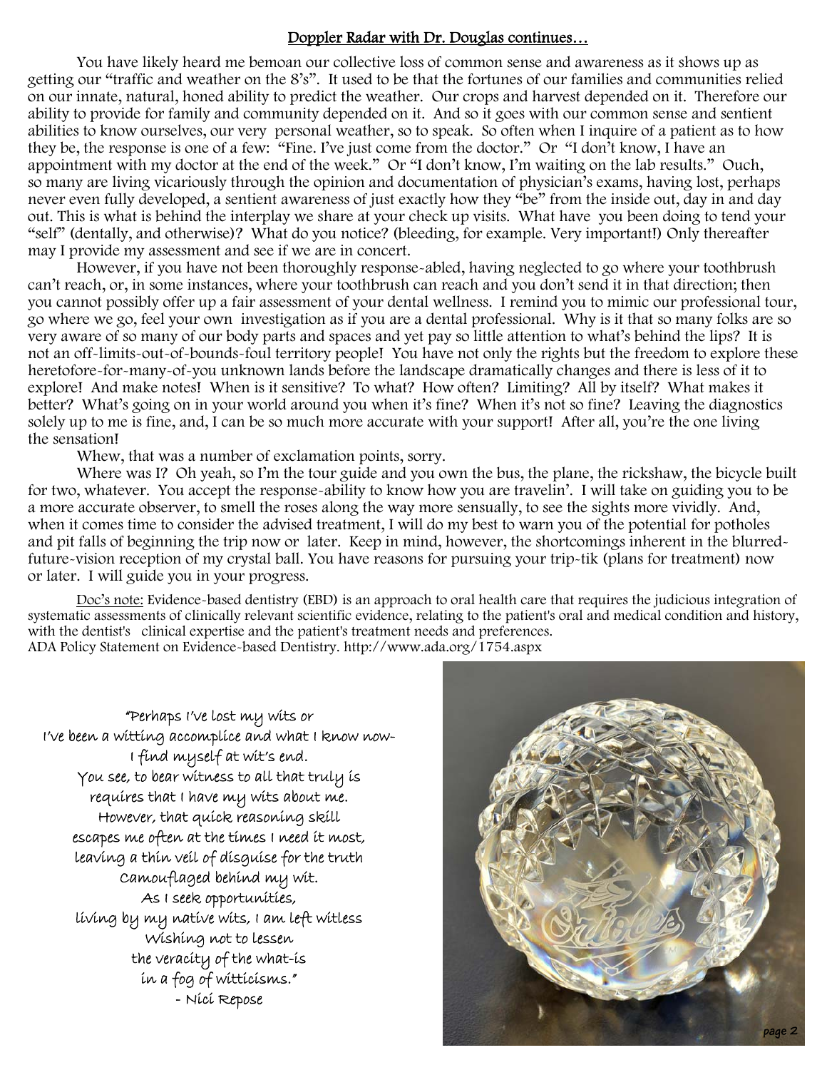## Doppler Radar with Dr. Douglas continues…

You have likely heard me bemoan our collective loss of common sense and awareness as it shows up as getting our "traffic and weather on the 8's". It used to be that the fortunes of our families and communities relied on our innate, natural, honed ability to predict the weather. Our crops and harvest depended on it. Therefore our ability to provide for family and community depended on it. And so it goes with our common sense and sentient abilities to know ourselves, our very personal weather, so to speak. So often when I inquire of a patient as to how they be, the response is one of a few: "Fine. I've just come from the doctor." Or "I don't know, I have an appointment with my doctor at the end of the week." Or "I don't know, I'm waiting on the lab results." Ouch, so many are living vicariously through the opinion and documentation of physician's exams, having lost, perhaps never even fully developed, a sentient awareness of just exactly how they "be" from the inside out, day in and day out. This is what is behind the interplay we share at your check up visits. What have you been doing to tend your "self" (dentally, and otherwise)? What do you notice? (bleeding, for example. Very important!) Only thereafter may I provide my assessment and see if we are in concert.

However, if you have not been thoroughly response-abled, having neglected to go where your toothbrush can't reach, or, in some instances, where your toothbrush can reach and you don't send it in that direction; then you cannot possibly offer up a fair assessment of your dental wellness. I remind you to mimic our professional tour, go where we go, feel your own investigation as if you are a dental professional. Why is it that so many folks are so very aware of so many of our body parts and spaces and yet pay so little attention to what's behind the lips? It is not an off-limits-out-of-bounds-foul territory people! You have not only the rights but the freedom to explore these heretofore-for-many-of-you unknown lands before the landscape dramatically changes and there is less of it to explore! And make notes! When is it sensitive? To what? How often? Limiting? All by itself? What makes it better? What's going on in your world around you when it's fine? When it's not so fine? Leaving the diagnostics solely up to me is fine, and, I can be so much more accurate with your support! After all, you're the one living the sensation!

Whew, that was a number of exclamation points, sorry.

Where was I? Oh yeah, so I'm the tour guide and you own the bus, the plane, the rickshaw, the bicycle built for two, whatever. You accept the response-ability to know how you are travelin'. I will take on guiding you to be a more accurate observer, to smell the roses along the way more sensually, to see the sights more vividly. And, when it comes time to consider the advised treatment, I will do my best to warn you of the potential for potholes and pit falls of beginning the trip now or later. Keep in mind, however, the shortcomings inherent in the blurred-future-vision reception of my crystal ball. You have reasons for pursuing your trip-tik (plans for treatment) now or later. I will guide you in your progress.

Doc's note: Evidence-based dentistry (EBD) is an approach to oral health care that requires the judicious integration of systematic assessments of clinically relevant scientific evidence, relating to the patient's oral and medical condition and history, with the dentist's clinical expertise and the patient's treatment needs and preferences.
ADA Policy Statement on Evidence-based Dentistry. http://www.ada.org/1754.aspx

"Perhaps I've lost my wits or
I've been a witting accomplice and what I know now-
I find myself at wit's end.
You see, to bear witness to all that truly is
requires that I have my wits about me.
However, that quick reasoning skill
escapes me often at the times I need it most,
leaving a thin veil of disguise for the truth
camouflaged behind my wit.
As I seek opportunities,
living by my native wits, I am left witless
Wishing not to lessen
the veracity of the what-is
in a fog of witticisms."
- Nici Repose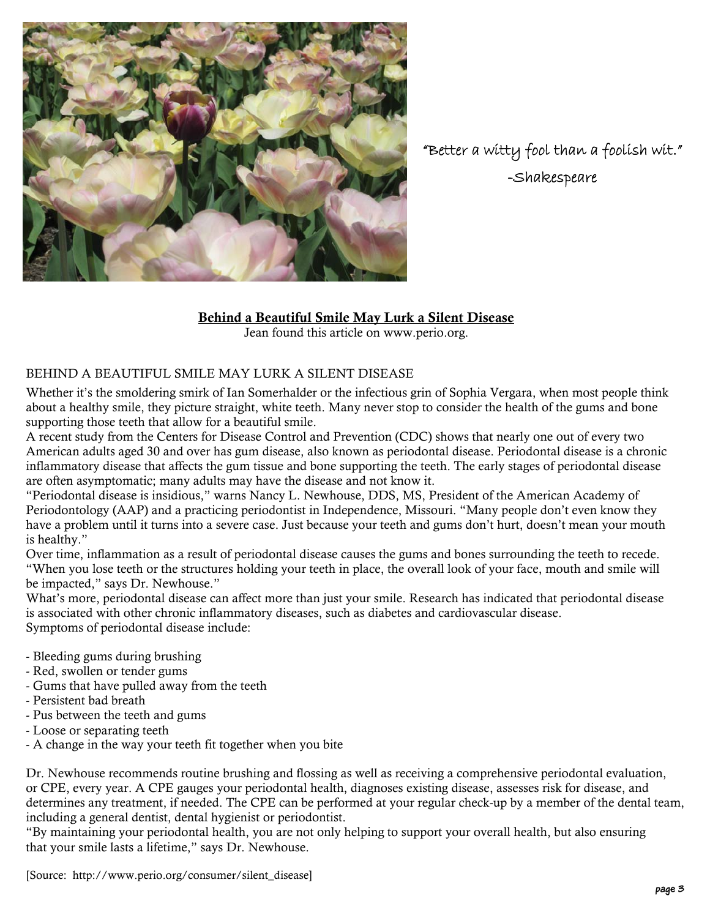"Better a witty fool than a foolish wit."

-Shakespeare

## Behind a Beautiful Smile May Lurk a Silent Disease

Jean found this article on www.perio.org.

BEHIND A BEAUTIFUL SMILE MAY LURK A SILENT DISEASE

Whether it's the smoldering smirk of Ian Somerhalder or the infectious grin of Sophia Vergara, when most people think about a healthy smile, they picture straight, white teeth. Many never stop to consider the health of the gums and bone supporting those teeth that allow for a beautiful smile.

A recent study from the Centers for Disease Control and Prevention (CDC) shows that nearly one out of every two American adults aged 30 and over has gum disease, also known as periodontal disease. Periodontal disease is a chronic inflammatory disease that affects the gum tissue and bone supporting the teeth. The early stages of periodontal disease are often asymptomatic; many adults may have the disease and not know it.

"Periodontal disease is insidious," warns Nancy L. Newhouse, DDS, MS, President of the American Academy of Periodontology (AAP) and a practicing periodontist in Independence, Missouri. "Many people don't even know they have a problem until it turns into a severe case. Just because your teeth and gums don't hurt, doesn't mean your mouth is healthy."

Over time, inflammation as a result of periodontal disease causes the gums and bones surrounding the teeth to recede. "When you lose teeth or the structures holding your teeth in place, the overall look of your face, mouth and smile will be impacted," says Dr. Newhouse."

What's more, periodontal disease can affect more than just your smile. Research has indicated that periodontal disease is associated with other chronic inflammatory diseases, such as diabetes and cardiovascular disease.

Symptoms of periodontal disease include:

- Bleeding gums during brushing
- Red, swollen or tender gums
- Gums that have pulled away from the teeth
- Persistent bad breath
- Pus between the teeth and gums
- Loose or separating teeth
- A change in the way your teeth fit together when you bite

Dr. Newhouse recommends routine brushing and flossing as well as receiving a comprehensive periodontal evaluation, or CPE, every year. A CPE gauges your periodontal health, diagnoses existing disease, assesses risk for disease, and determines any treatment, if needed. The CPE can be performed at your regular check-up by a member of the dental team, including a general dentist, dental hygienist or periodontist.

"By maintaining your periodontal health, you are not only helping to support your overall health, but also ensuring that your smile lasts a lifetime," says Dr. Newhouse.

[Source: http://www.perio.org/consumer/silent_disease]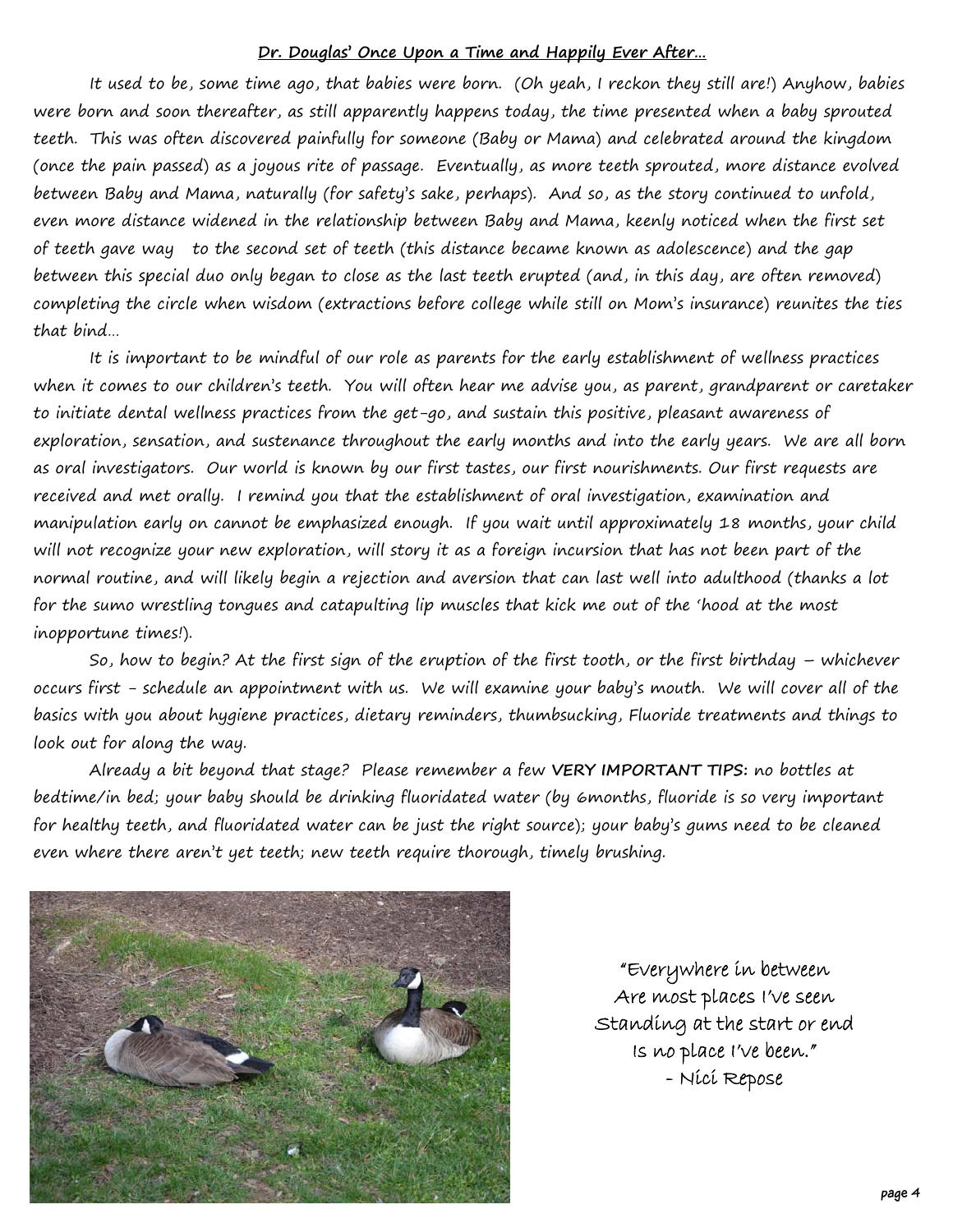**Dr. Douglas' Once Upon a Time and Happily Ever After…**

It used to be, some time ago, that babies were born. (Oh yeah, I reckon they still are!) Anyhow, babies were born and soon thereafter, as still apparently happens today, the time presented when a baby sprouted teeth. This was often discovered painfully for someone (Baby or Mama) and celebrated around the kingdom (once the pain passed) as a joyous rite of passage. Eventually, as more teeth sprouted, more distance evolved between Baby and Mama, naturally (for safety's sake, perhaps). And so, as the story continued to unfold, even more distance widened in the relationship between Baby and Mama, keenly noticed when the first set of teeth gave way to the second set of teeth (this distance became known as adolescence) and the gap between this special duo only began to close as the last teeth erupted (and, in this day, are often removed) completing the circle when wisdom (extractions before college while still on Mom's insurance) reunites the ties that bind…

It is important to be mindful of our role as parents for the early establishment of wellness practices when it comes to our children's teeth. You will often hear me advise you, as parent, grandparent or caretaker to initiate dental wellness practices from the get-go, and sustain this positive, pleasant awareness of exploration, sensation, and sustenance throughout the early months and into the early years. We are all born as oral investigators. Our world is known by our first tastes, our first nourishments. Our first requests are received and met orally. I remind you that the establishment of oral investigation, examination and manipulation early on cannot be emphasized enough. If you wait until approximately 18 months, your child will not recognize your new exploration, will story it as a foreign incursion that has not been part of the normal routine, and will likely begin a rejection and aversion that can last well into adulthood (thanks a lot for the sumo wrestling tongues and catapulting lip muscles that kick me out of the 'hood at the most inopportune times!).

So, how to begin? At the first sign of the eruption of the first tooth, or the first birthday – whichever occurs first - schedule an appointment with us. We will examine your baby's mouth. We will cover all of the basics with you about hygiene practices, dietary reminders, thumbsucking, Fluoride treatments and things to look out for along the way.

Already a bit beyond that stage? Please remember a few **VERY IMPORTANT TIPS:** no bottles at bedtime/in bed; your baby should be drinking fluoridated water (by 6months, fluoride is so very important for healthy teeth, and fluoridated water can be just the right source); your baby's gums need to be cleaned even where there aren't yet teeth; new teeth require thorough, timely brushing.

"Everywhere in between
Are most places I've seen
Standing at the start or end
Is no place I've been."
- Nici Repose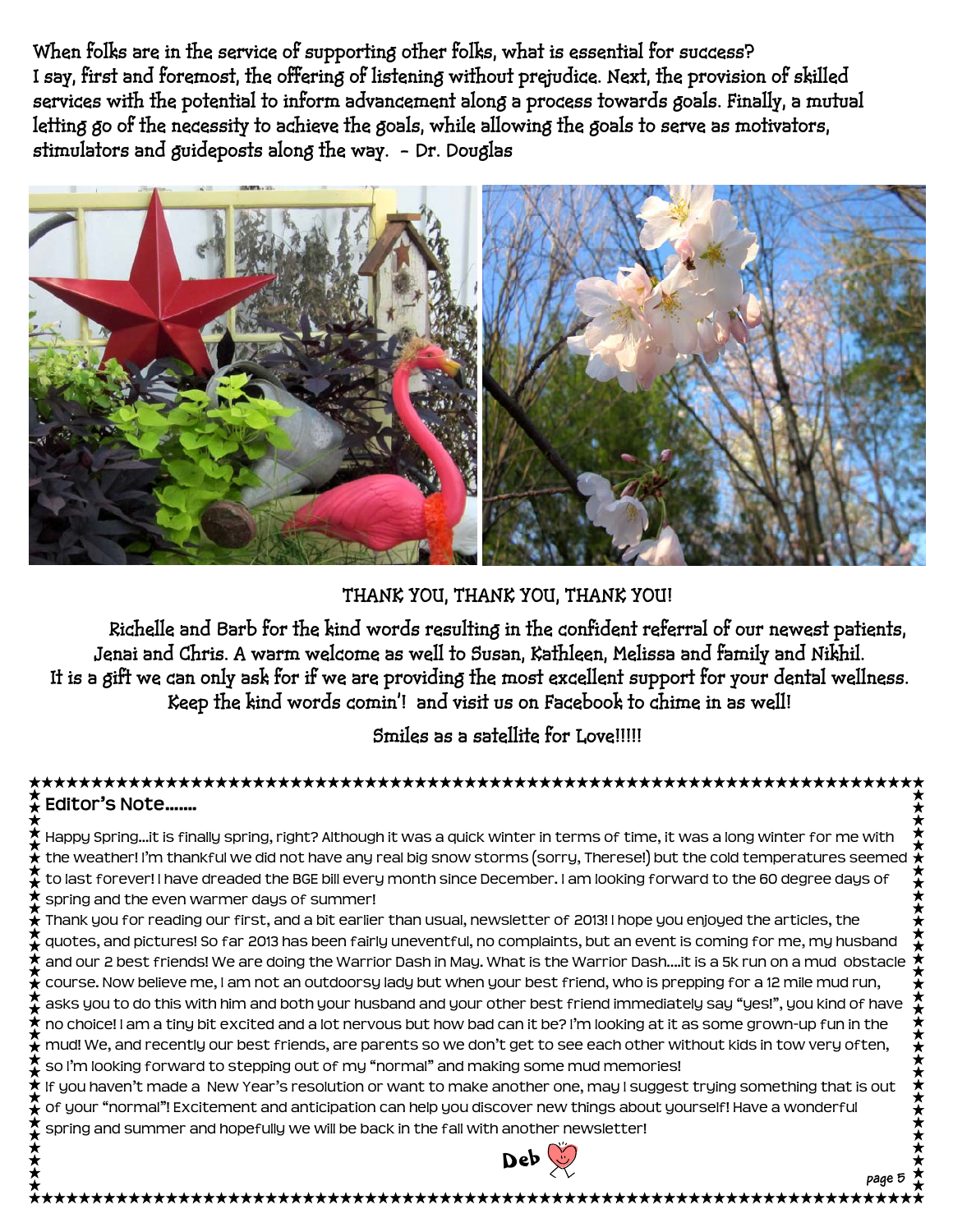When folks are in the service of supporting other folks, what is essential for success?
I say, first and foremost, the offering of listening without prejudice. Next, the provision of skilled services with the potential to inform advancement along a process towards goals. Finally, a mutual letting go of the necessity to achieve the goals, while allowing the goals to serve as motivators, stimulators and guideposts along the way. - Dr. Douglas

THANK YOU, THANK YOU, THANK YOU!

Richelle and Barb for the kind words resulting in the confident referral of our newest patients, Jenai and Chris. A warm welcome as well to Susan, Kathleen, Melissa and family and Nikhil. It is a gift we can only ask for if we are providing the most excellent support for your dental wellness. Keep the kind words comin'! and visit us on Facebook to chime in as well!

Smiles as a satellite for Love!!!!!

## Editor's Note.......

Happy Spring...it is finally spring, right? Although it was a quick winter in terms of time, it was a long winter for me with the weather! I'm thankful we did not have any real big snow storms (sorry, Therese!) but the cold temperatures seemed to last forever! I have dreaded the BGE bill every month since December. I am looking forward to the 60 degree days of spring and the even warmer days of summer!

Thank you for reading our first, and a bit earlier than usual, newsletter of 2013! I hope you enjoyed the articles, the quotes, and pictures! So far 2013 has been fairly uneventful, no complaints, but an event is coming for me, my husband and our 2 best friends! We are doing the Warrior Dash in May. What is the Warrior Dash....it is a 5k run on a mud obstacle course. Now believe me, I am not an outdoorsy lady but when your best friend, who is prepping for a 12 mile mud run, asks you to do this with him and both your husband and your other best friend immediately say "yes!", you kind of have no choice! I am a tiny bit excited and a lot nervous but how bad can it be? I'm looking at it as some grown-up fun in the mud! We, and recently our best friends, are parents so we don't get to see each other without kids in tow very often, so I'm looking forward to stepping out of my "normal" and making some mud memories!

If you haven't made a New Year's resolution or want to make another one, may I suggest trying something that is out of your "normal"! Excitement and anticipation can help you discover new things about yourself! Have a wonderful spring and summer and hopefully we will be back in the fall with another newsletter!

Deb